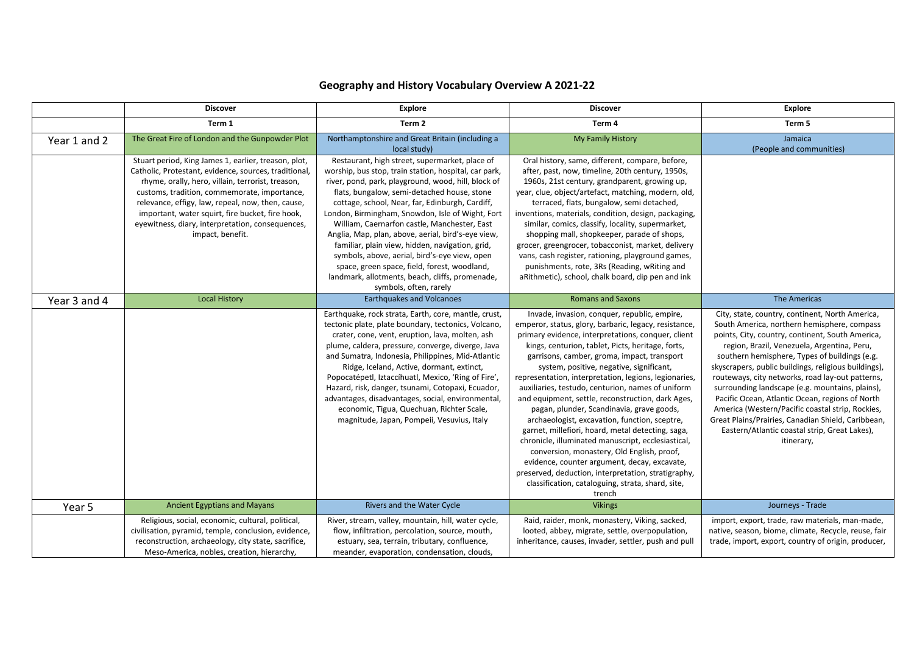# Geography and History Vocabulary Overview A 2021-22

| | Discover | Explore | Discover | Explore |
|---|---|---|---|---|
| | **Term 1** | **Term 2** | **Term 4** | **Term 5** |
| Year 1 and 2 | The Great Fire of London and the Gunpowder Plot | Northamptonshire and Great Britain (including a local study) | My Family History | Jamaica (People and communities) |
| | Stuart period, King James 1, earlier, treason, plot, Catholic, Protestant, evidence, sources, traditional, rhyme, orally, hero, villain, terrorist, treason, customs, tradition, commemorate, importance, relevance, effigy, law, repeal, now, then, cause, important, water squirt, fire bucket, fire hook, eyewitness, diary, interpretation, consequences, impact, benefit. | Restaurant, high street, supermarket, place of worship, bus stop, train station, hospital, car park, river, pond, park, playground, wood, hill, block of flats, bungalow, semi-detached house, stone cottage, school, Near, far, Edinburgh, Cardiff, London, Birmingham, Snowdon, Isle of Wight, Fort William, Caernarfon castle, Manchester, East Anglia, Map, plan, above, aerial, bird's-eye view, familiar, plain view, hidden, navigation, grid, symbols, above, aerial, bird's-eye view, open space, green space, field, forest, woodland, landmark, allotments, beach, cliffs, promenade, symbols, often, rarely | Oral history, same, different, compare, before, after, past, now, timeline, 20th century, 1950s, 1960s, 21st century, grandparent, growing up, year, clue, object/artefact, matching, modern, old, terraced, flats, bungalow, semi detached, inventions, materials, condition, design, packaging, similar, comics, classify, locality, supermarket, shopping mall, shopkeeper, parade of shops, grocer, greengrocer, tobacconist, market, delivery vans, cash register, rationing, playground games, punishments, rote, 3Rs (Reading, wRiting and aRithmetic), school, chalk board, dip pen and ink | |
| Year 3 and 4 | Local History | Earthquakes and Volcanoes | Romans and Saxons | The Americas |
| | | Earthquake, rock strata, Earth, core, mantle, crust, tectonic plate, plate boundary, tectonics, Volcano, crater, cone, vent, eruption, lava, molten, ash plume, caldera, pressure, converge, diverge, Java and Sumatra, Indonesia, Philippines, Mid-Atlantic Ridge, Iceland, Active, dormant, extinct, Popocatépetl, Iztaccíhuatl, Mexico, 'Ring of Fire', Hazard, risk, danger, tsunami, Cotopaxi, Ecuador, advantages, disadvantages, social, environmental, economic, Tigua, Quechuan, Richter Scale, magnitude, Japan, Pompeii, Vesuvius, Italy | Invade, invasion, conquer, republic, empire, emperor, status, glory, barbaric, legacy, resistance, primary evidence, interpretations, conquer, client kings, centurion, tablet, Picts, heritage, forts, garrisons, camber, groma, impact, transport system, positive, negative, significant, representation, interpretation, legions, legionaries, auxiliaries, testudo, centurion, names of uniform and equipment, settle, reconstruction, dark Ages, pagan, plunder, Scandinavia, grave goods, archaeologist, excavation, function, sceptre, garnet, millefiori, hoard, metal detecting, saga, chronicle, illuminated manuscript, ecclesiastical, conversion, monastery, Old English, proof, evidence, counter argument, decay, excavate, preserved, deduction, interpretation, stratigraphy, classification, cataloguing, strata, shard, site, trench | City, state, country, continent, North America, South America, northern hemisphere, compass points, City, country, continent, South America, region, Brazil, Venezuela, Argentina, Peru, southern hemisphere, Types of buildings (e.g. skyscrapers, public buildings, religious buildings), routeways, city networks, road lay-out patterns, surrounding landscape (e.g. mountains, plains), Pacific Ocean, Atlantic Ocean, regions of North America (Western/Pacific coastal strip, Rockies, Great Plains/Prairies, Canadian Shield, Caribbean, Eastern/Atlantic coastal strip, Great Lakes), itinerary, |
| Year 5 | Ancient Egyptians and Mayans | Rivers and the Water Cycle | Vikings | Journeys - Trade |
| | Religious, social, economic, cultural, political, civilisation, pyramid, temple, conclusion, evidence, reconstruction, archaeology, city state, sacrifice, Meso-America, nobles, creation, hierarchy, | River, stream, valley, mountain, hill, water cycle, flow, infiltration, percolation, source, mouth, estuary, sea, terrain, tributary, confluence, meander, evaporation, condensation, clouds, | Raid, raider, monk, monastery, Viking, sacked, looted, abbey, migrate, settle, overpopulation, inheritance, causes, invader, settler, push and pull | import, export, trade, raw materials, man-made, native, season, biome, climate, Recycle, reuse, fair trade, import, export, country of origin, producer, |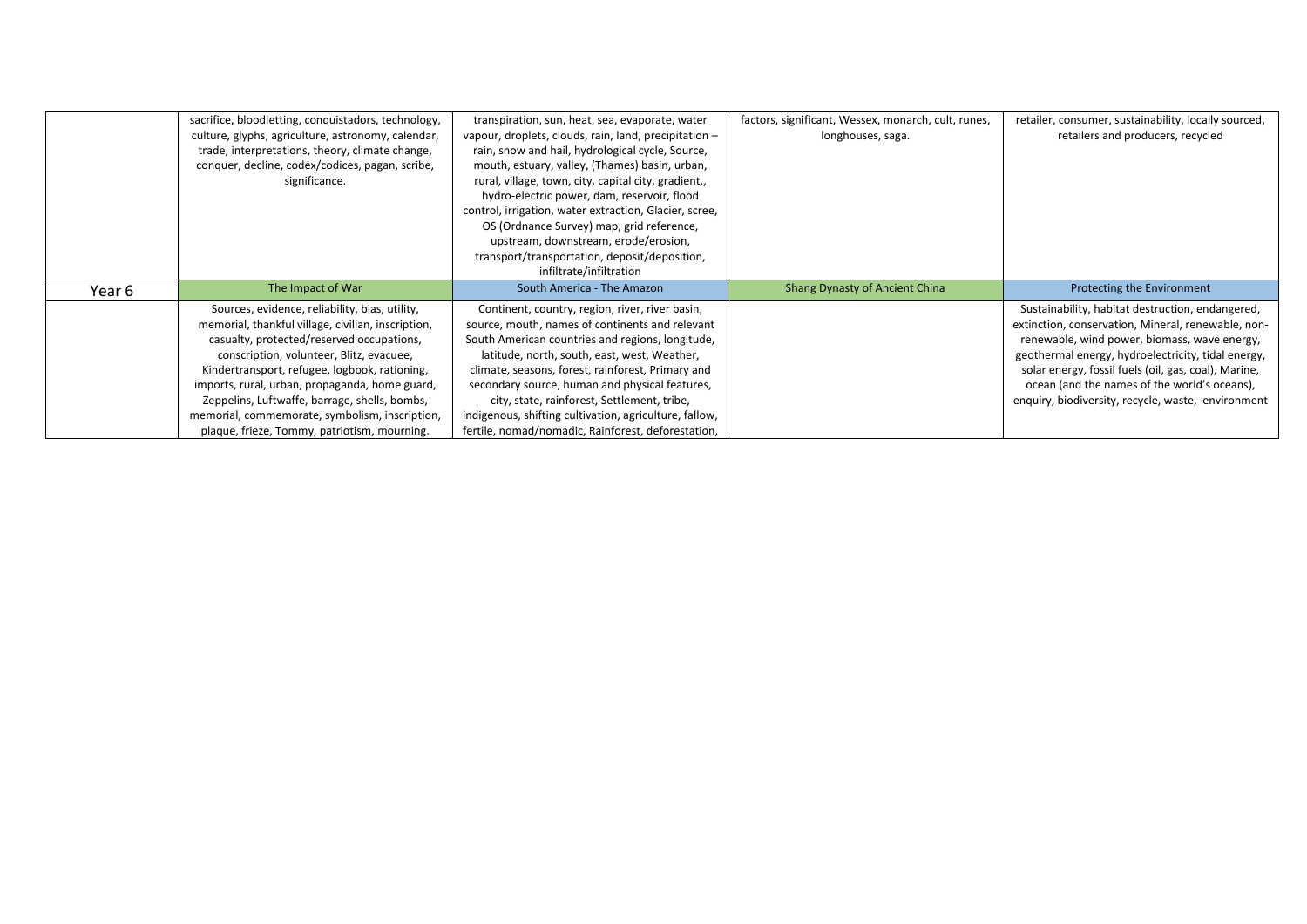| | | | | |
|---|---|---|---|---|
| | sacrifice, bloodletting, conquistadors, technology, culture, glyphs, agriculture, astronomy, calendar, trade, interpretations, theory, climate change, conquer, decline, codex/codices, pagan, scribe, significance. | transpiration, sun, heat, sea, evaporate, water vapour, droplets, clouds, rain, land, precipitation – rain, snow and hail, hydrological cycle, Source, mouth, estuary, valley, (Thames) basin, urban, rural, village, town, city, capital city, gradient,, hydro-electric power, dam, reservoir, flood control, irrigation, water extraction, Glacier, scree, OS (Ordnance Survey) map, grid reference, upstream, downstream, erode/erosion, transport/transportation, deposit/deposition, infiltrate/infiltration | factors, significant, Wessex, monarch, cult, runes, longhouses, saga. | retailer, consumer, sustainability, locally sourced, retailers and producers, recycled |
| Year 6 | The Impact of War | South America - The Amazon | Shang Dynasty of Ancient China | Protecting the Environment |
| | Sources, evidence, reliability, bias, utility, memorial, thankful village, civilian, inscription, casualty, protected/reserved occupations, conscription, volunteer, Blitz, evacuee, Kindertransport, refugee, logbook, rationing, imports, rural, urban, propaganda, home guard, Zeppelins, Luftwaffe, barrage, shells, bombs, memorial, commemorate, symbolism, inscription, plaque, frieze, Tommy, patriotism, mourning. | Continent, country, region, river, river basin, source, mouth, names of continents and relevant South American countries and regions, longitude, latitude, north, south, east, west, Weather, climate, seasons, forest, rainforest, Primary and secondary source, human and physical features, city, state, rainforest, Settlement, tribe, indigenous, shifting cultivation, agriculture, fallow, fertile, nomad/nomadic, Rainforest, deforestation, | | Sustainability, habitat destruction, endangered, extinction, conservation, Mineral, renewable, non-renewable, wind power, biomass, wave energy, geothermal energy, hydroelectricity, tidal energy, solar energy, fossil fuels (oil, gas, coal), Marine, ocean (and the names of the world's oceans), enquiry, biodiversity, recycle, waste, environment |